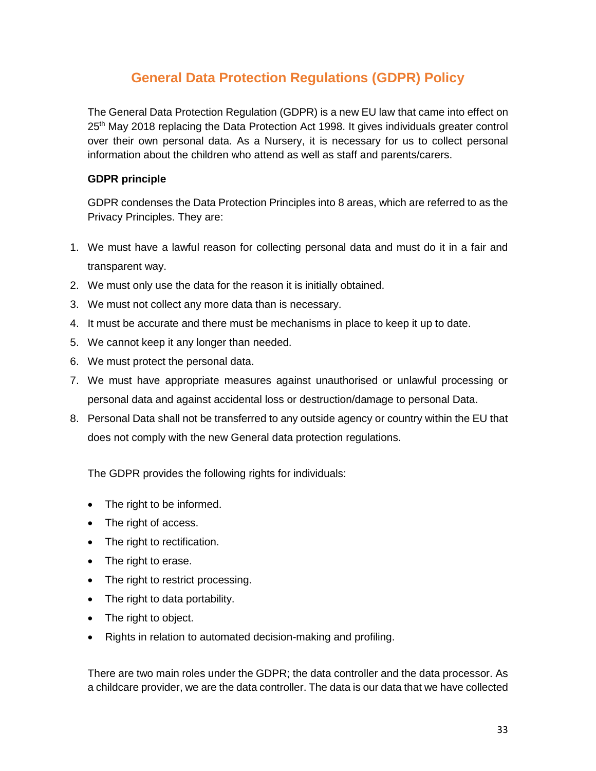# General Data Protection Regulations (GDPR) Policy

The General Data Protection Regulation (GDPR) is a new EU law that came into effect on 25th May 2018 replacing the Data Protection Act 1998. It gives individuals greater control over their own personal data. As a Nursery, it is necessary for us to collect personal information about the children who attend as well as staff and parents/carers.

**GDPR principle**

GDPR condenses the Data Protection Principles into 8 areas, which are referred to as the Privacy Principles. They are:

1. We must have a lawful reason for collecting personal data and must do it in a fair and transparent way.
2. We must only use the data for the reason it is initially obtained.
3. We must not collect any more data than is necessary.
4. It must be accurate and there must be mechanisms in place to keep it up to date.
5. We cannot keep it any longer than needed.
6. We must protect the personal data.
7. We must have appropriate measures against unauthorised or unlawful processing or personal data and against accidental loss or destruction/damage to personal Data.
8. Personal Data shall not be transferred to any outside agency or country within the EU that does not comply with the new General data protection regulations.

The GDPR provides the following rights for individuals:

- The right to be informed.
- The right of access.
- The right to rectification.
- The right to erase.
- The right to restrict processing.
- The right to data portability.
- The right to object.
- Rights in relation to automated decision-making and profiling.

There are two main roles under the GDPR; the data controller and the data processor. As a childcare provider, we are the data controller. The data is our data that we have collected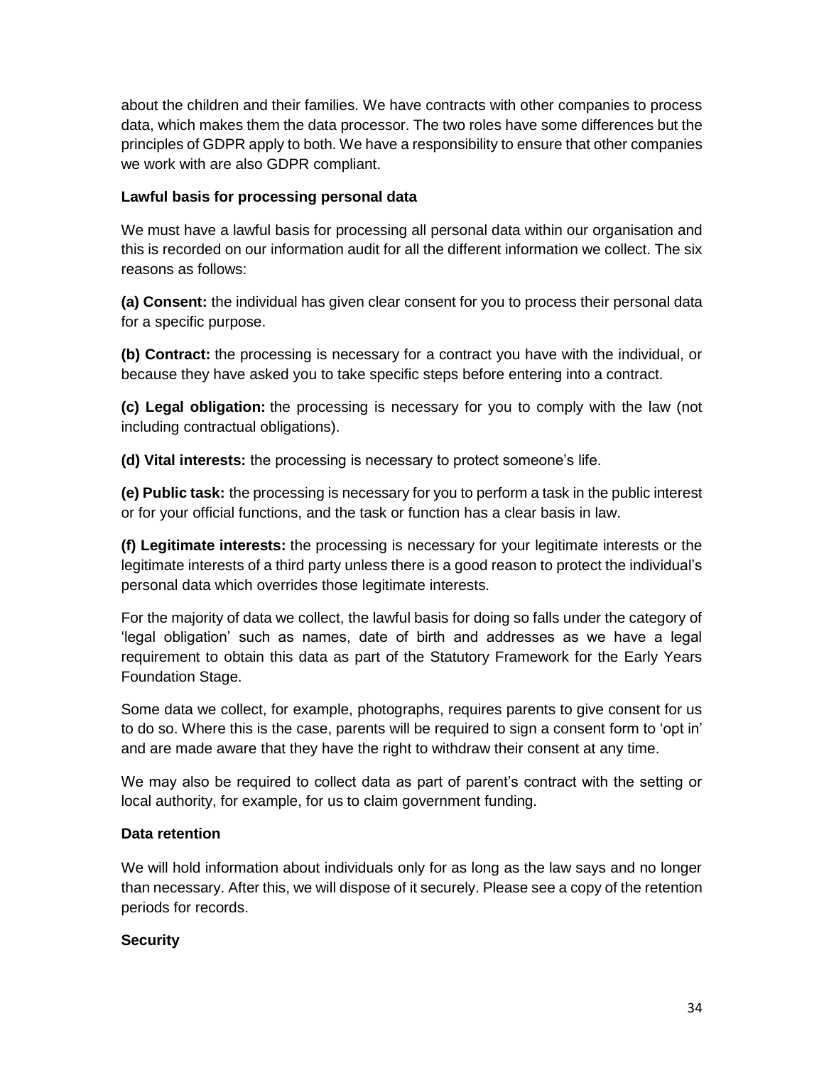about the children and their families. We have contracts with other companies to process data, which makes them the data processor. The two roles have some differences but the principles of GDPR apply to both. We have a responsibility to ensure that other companies we work with are also GDPR compliant.

**Lawful basis for processing personal data**

We must have a lawful basis for processing all personal data within our organisation and this is recorded on our information audit for all the different information we collect. The six reasons as follows:

**(a) Consent:** the individual has given clear consent for you to process their personal data for a specific purpose.

**(b) Contract:** the processing is necessary for a contract you have with the individual, or because they have asked you to take specific steps before entering into a contract.

**(c) Legal obligation:** the processing is necessary for you to comply with the law (not including contractual obligations).

**(d) Vital interests:** the processing is necessary to protect someone's life.

**(e) Public task:** the processing is necessary for you to perform a task in the public interest or for your official functions, and the task or function has a clear basis in law.

**(f) Legitimate interests:** the processing is necessary for your legitimate interests or the legitimate interests of a third party unless there is a good reason to protect the individual's personal data which overrides those legitimate interests.

For the majority of data we collect, the lawful basis for doing so falls under the category of 'legal obligation' such as names, date of birth and addresses as we have a legal requirement to obtain this data as part of the Statutory Framework for the Early Years Foundation Stage.

Some data we collect, for example, photographs, requires parents to give consent for us to do so. Where this is the case, parents will be required to sign a consent form to 'opt in' and are made aware that they have the right to withdraw their consent at any time.

We may also be required to collect data as part of parent's contract with the setting or local authority, for example, for us to claim government funding.

**Data retention**

We will hold information about individuals only for as long as the law says and no longer than necessary. After this, we will dispose of it securely. Please see a copy of the retention periods for records.

**Security**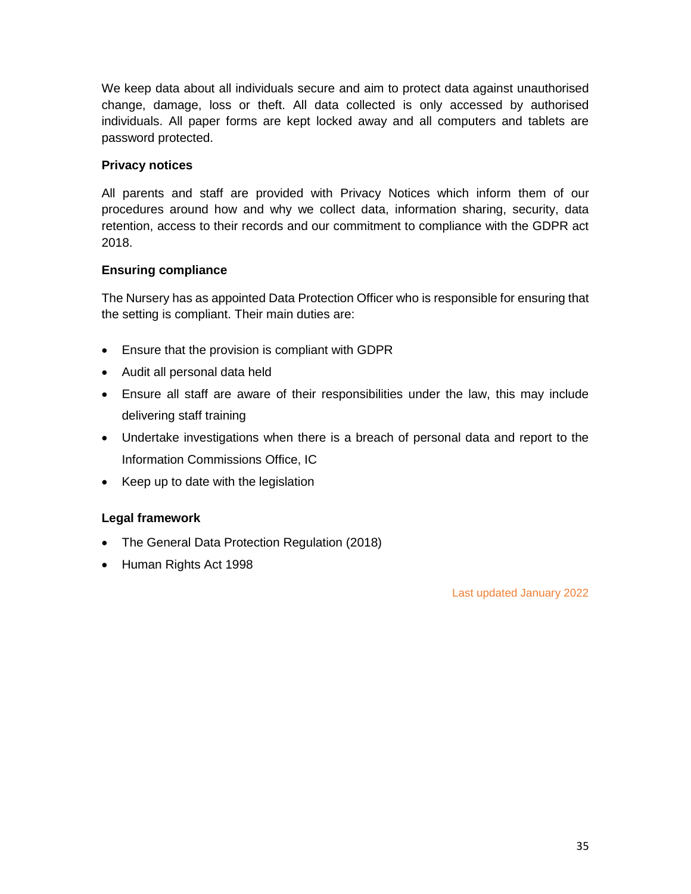We keep data about all individuals secure and aim to protect data against unauthorised change, damage, loss or theft. All data collected is only accessed by authorised individuals. All paper forms are kept locked away and all computers and tablets are password protected.

**Privacy notices**

All parents and staff are provided with Privacy Notices which inform them of our procedures around how and why we collect data, information sharing, security, data retention, access to their records and our commitment to compliance with the GDPR act 2018.

**Ensuring compliance**

The Nursery has as appointed Data Protection Officer who is responsible for ensuring that the setting is compliant. Their main duties are:

- Ensure that the provision is compliant with GDPR
- Audit all personal data held
- Ensure all staff are aware of their responsibilities under the law, this may include delivering staff training
- Undertake investigations when there is a breach of personal data and report to the Information Commissions Office, IC
- Keep up to date with the legislation

**Legal framework**

- The General Data Protection Regulation (2018)
- Human Rights Act 1998

Last updated January 2022